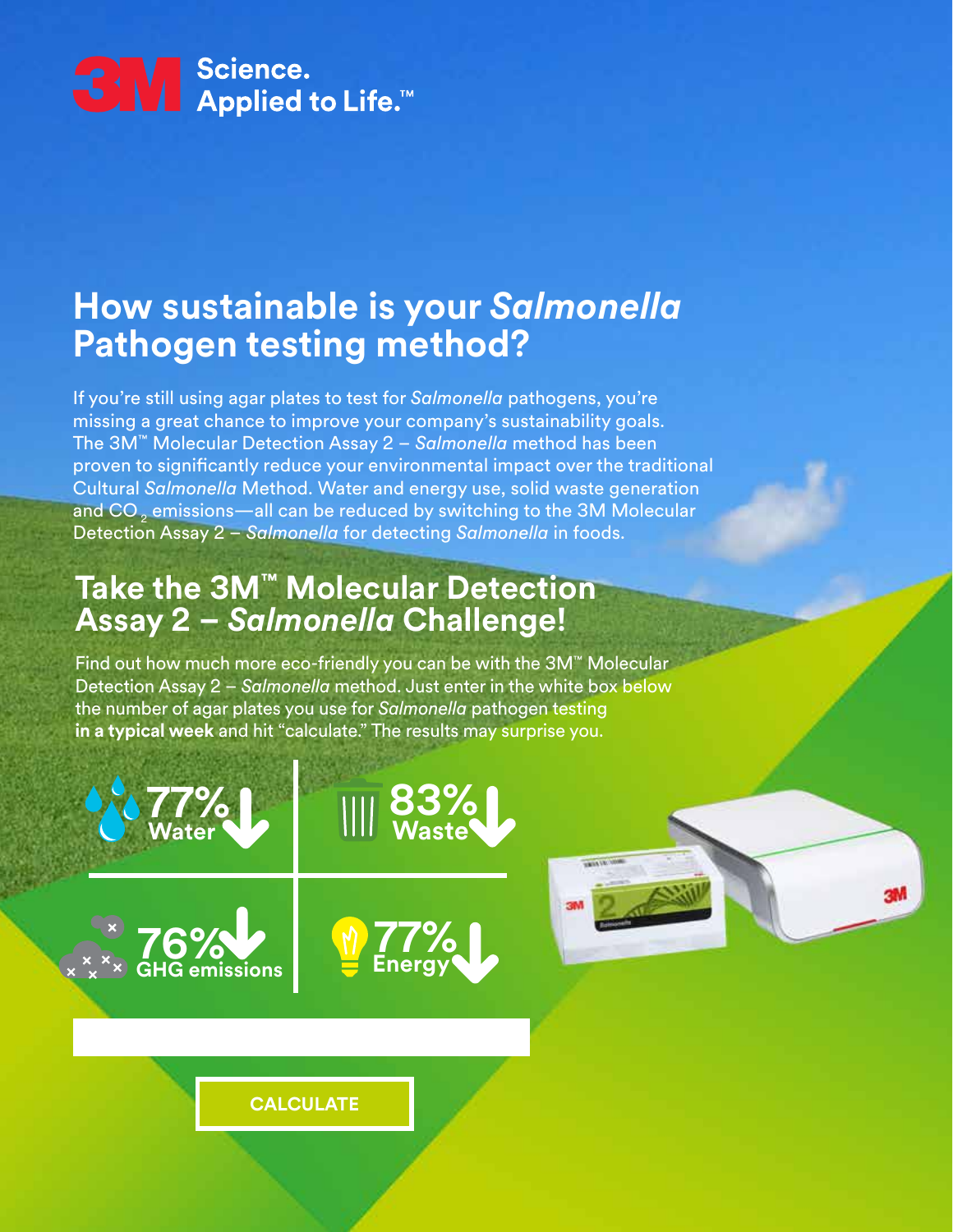3M Science. Applied to Life.™

# How sustainable is your *Salmonella* Pathogen testing method?

If you're still using agar plates to test for *Salmonella* pathogens, you're missing a great chance to improve your company's sustainability goals. The 3M™ Molecular Detection Assay 2 – *Salmonella* method has been proven to significantly reduce your environmental impact over the traditional Cultural *Salmonella* Method. Water and energy use, solid waste generation and $CO_2$ emissions—all can be reduced by switching to the 3M Molecular Detection Assay 2 – *Salmonella* for detecting *Salmonella* in foods.

## Take the 3M™ Molecular Detection Assay 2 – *Salmonella* Challenge!

Find out how much more eco-friendly you can be with the 3M™ Molecular Detection Assay 2 – *Salmonella* method. Just enter in the white box below the number of agar plates you use for *Salmonella* pathogen testing **in a typical week** and hit "calculate." The results may surprise you.

77% Water ↓

83% Waste ↓

76% GHG emissions ↓

77% Energy ↓

CALCULATE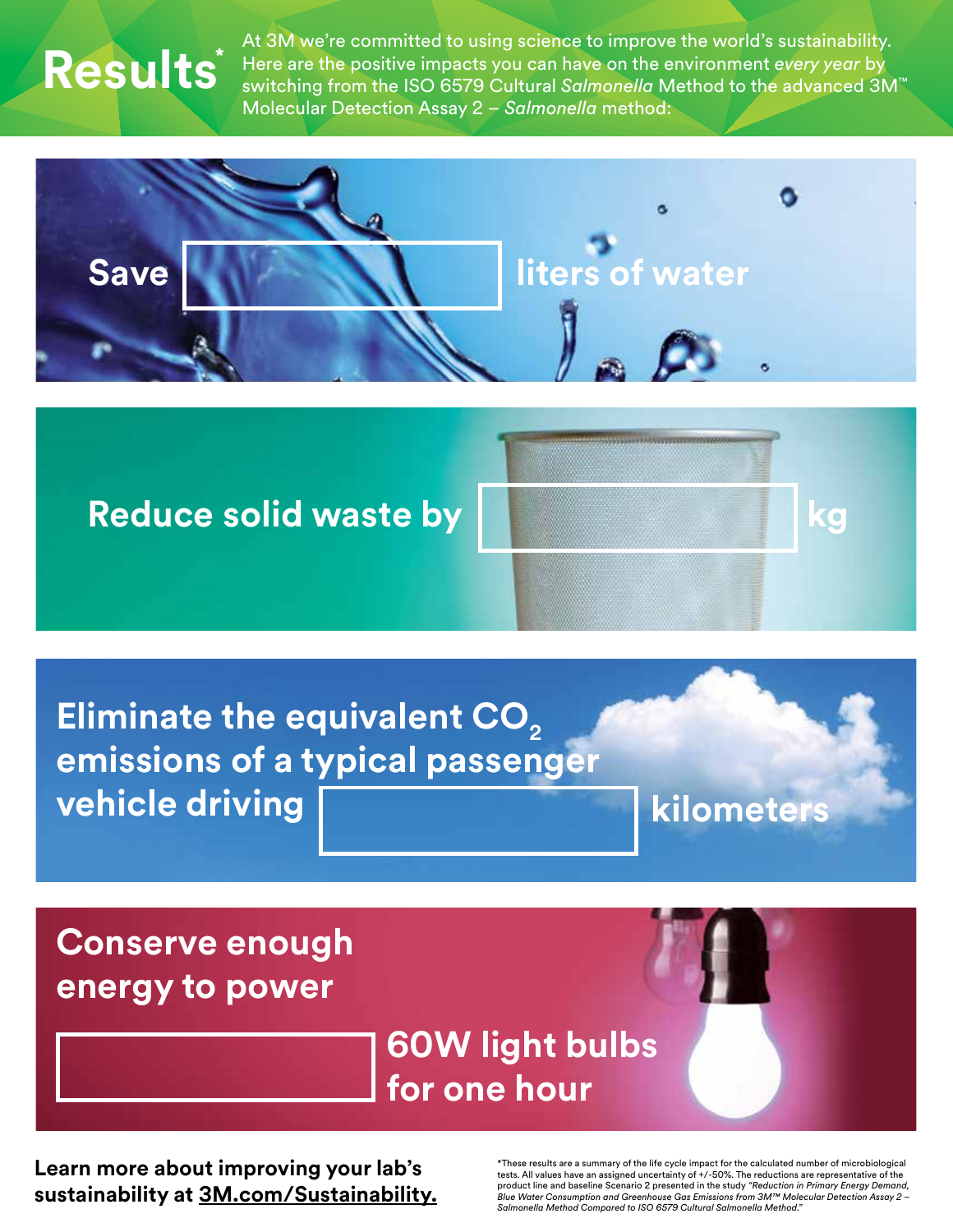# Results*

At 3M we're committed to using science to improve the world's sustainability. Here are the positive impacts you can have on the environment *every year* by switching from the ISO 6579 Cultural *Salmonella* Method to the advanced 3M™ Molecular Detection Assay 2 – *Salmonella* method:

**Save** \_\_\_\_\_\_\_\_\_\_ **liters of water**

**Reduce solid waste by** \_\_\_\_\_\_\_\_\_\_ **kg**

**Eliminate the equivalent $CO_2$ emissions of a typical passenger vehicle driving** \_\_\_\_\_\_\_\_\_\_ **kilometers**

**Conserve enough energy to power** \_\_\_\_\_\_\_\_\_\_ **60W light bulbs for one hour**

**Learn more about improving your lab's sustainability at 3M.com/Sustainability.**

*These results are a summary of the life cycle impact for the calculated number of microbiological tests. All values have an assigned uncertainty of +/-50%. The reductions are representative of the product line and baseline Scenario 2 presented in the study *"Reduction in Primary Energy Demand, Blue Water Consumption and Greenhouse Gas Emissions from 3M™ Molecular Detection Assay 2 – Salmonella Method Compared to ISO 6579 Cultural Salmonella Method."*